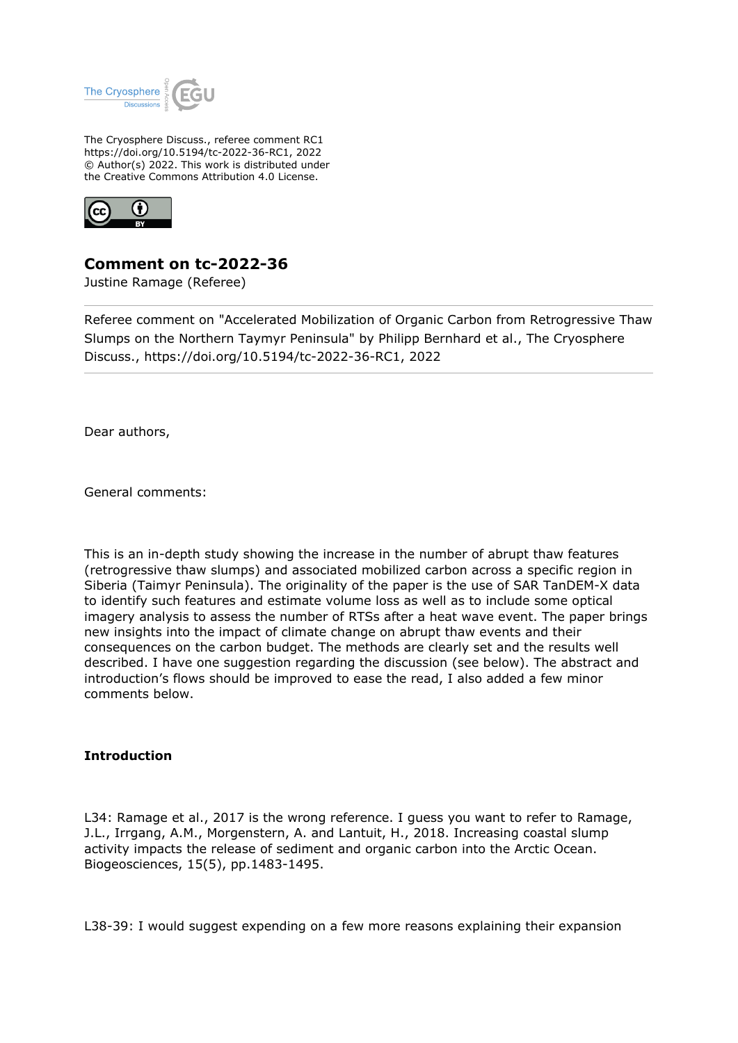The Cryosphere Discuss., referee comment RC1
https://doi.org/10.5194/tc-2022-36-RC1, 2022
© Author(s) 2022. This work is distributed under
the Creative Commons Attribution 4.0 License.

## Comment on tc-2022-36

Justine Ramage (Referee)

Referee comment on "Accelerated Mobilization of Organic Carbon from Retrogressive Thaw Slumps on the Northern Taymyr Peninsula" by Philipp Bernhard et al., The Cryosphere Discuss., https://doi.org/10.5194/tc-2022-36-RC1, 2022

Dear authors,

General comments:

This is an in-depth study showing the increase in the number of abrupt thaw features (retrogressive thaw slumps) and associated mobilized carbon across a specific region in Siberia (Taimyr Peninsula). The originality of the paper is the use of SAR TanDEM-X data to identify such features and estimate volume loss as well as to include some optical imagery analysis to assess the number of RTSs after a heat wave event. The paper brings new insights into the impact of climate change on abrupt thaw events and their consequences on the carbon budget. The methods are clearly set and the results well described. I have one suggestion regarding the discussion (see below). The abstract and introduction's flows should be improved to ease the read, I also added a few minor comments below.

**Introduction**

L34: Ramage et al., 2017 is the wrong reference. I guess you want to refer to Ramage, J.L., Irrgang, A.M., Morgenstern, A. and Lantuit, H., 2018. Increasing coastal slump activity impacts the release of sediment and organic carbon into the Arctic Ocean. Biogeosciences, 15(5), pp.1483-1495.

L38-39: I would suggest expending on a few more reasons explaining their expansion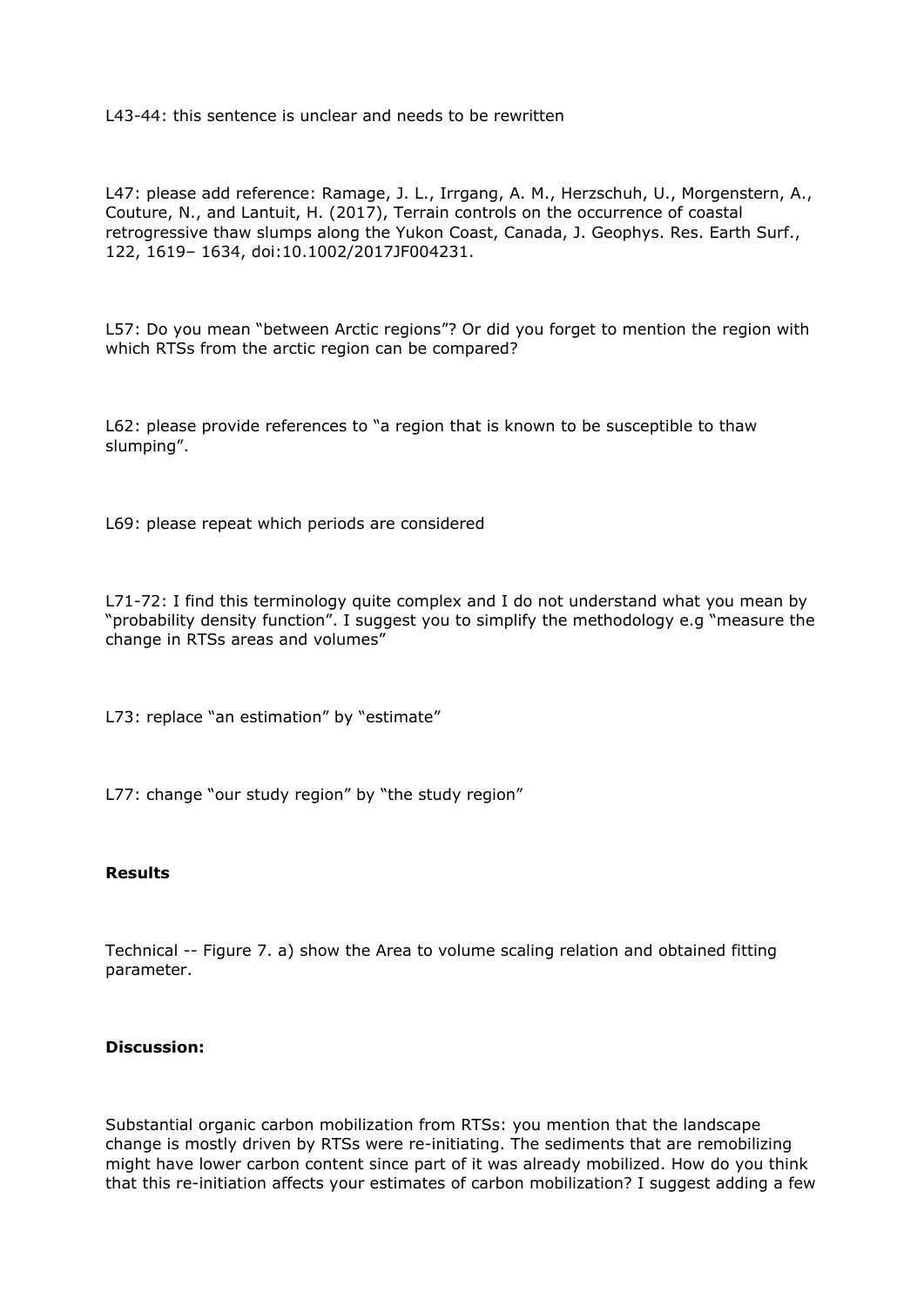L43-44: this sentence is unclear and needs to be rewritten

L47: please add reference: Ramage, J. L., Irrgang, A. M., Herzschuh, U., Morgenstern, A., Couture, N., and Lantuit, H. (2017), Terrain controls on the occurrence of coastal retrogressive thaw slumps along the Yukon Coast, Canada, J. Geophys. Res. Earth Surf., 122, 1619– 1634, doi:10.1002/2017JF004231.

L57: Do you mean "between Arctic regions"? Or did you forget to mention the region with which RTSs from the arctic region can be compared?

L62: please provide references to "a region that is known to be susceptible to thaw slumping".

L69: please repeat which periods are considered

L71-72: I find this terminology quite complex and I do not understand what you mean by "probability density function". I suggest you to simplify the methodology e.g "measure the change in RTSs areas and volumes"

L73: replace "an estimation" by "estimate"

L77: change "our study region" by "the study region"

**Results**

Technical -- Figure 7. a) show the Area to volume scaling relation and obtained fitting parameter.

**Discussion:**

Substantial organic carbon mobilization from RTSs: you mention that the landscape change is mostly driven by RTSs were re-initiating. The sediments that are remobilizing might have lower carbon content since part of it was already mobilized. How do you think that this re-initiation affects your estimates of carbon mobilization? I suggest adding a few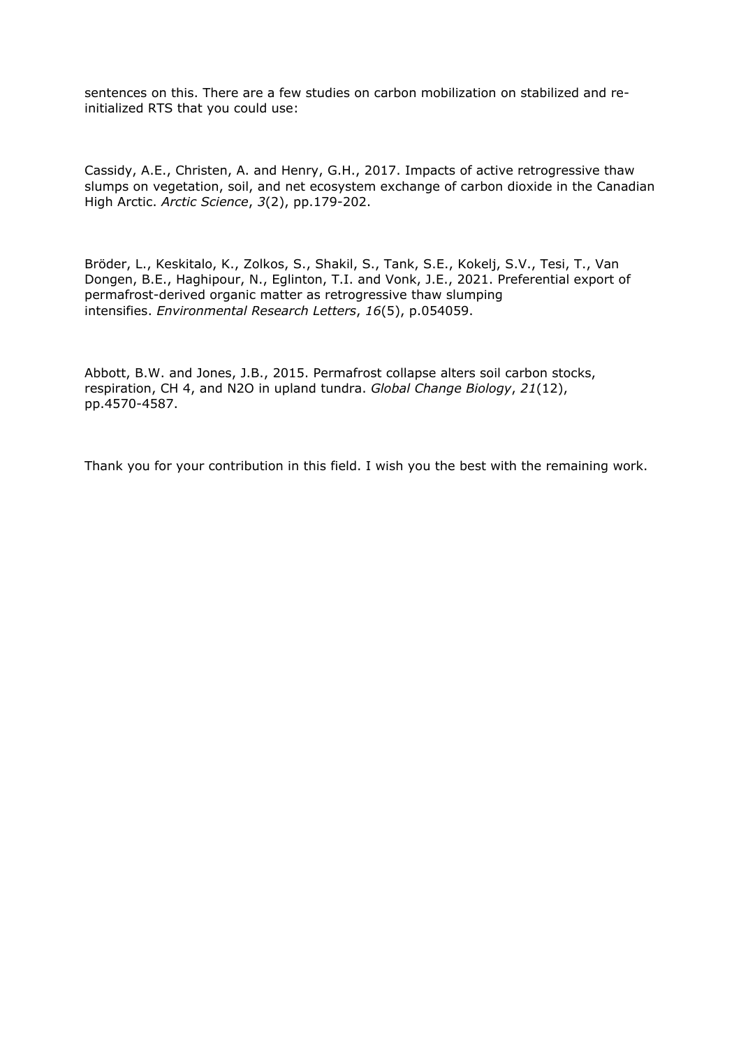sentences on this. There are a few studies on carbon mobilization on stabilized and re-initialized RTS that you could use:

Cassidy, A.E., Christen, A. and Henry, G.H., 2017. Impacts of active retrogressive thaw slumps on vegetation, soil, and net ecosystem exchange of carbon dioxide in the Canadian High Arctic. *Arctic Science*, *3*(2), pp.179-202.

Bröder, L., Keskitalo, K., Zolkos, S., Shakil, S., Tank, S.E., Kokelj, S.V., Tesi, T., Van Dongen, B.E., Haghipour, N., Eglinton, T.I. and Vonk, J.E., 2021. Preferential export of permafrost-derived organic matter as retrogressive thaw slumping intensifies. *Environmental Research Letters*, *16*(5), p.054059.

Abbott, B.W. and Jones, J.B., 2015. Permafrost collapse alters soil carbon stocks, respiration, CH 4, and N2O in upland tundra. *Global Change Biology*, *21*(12), pp.4570-4587.

Thank you for your contribution in this field. I wish you the best with the remaining work.